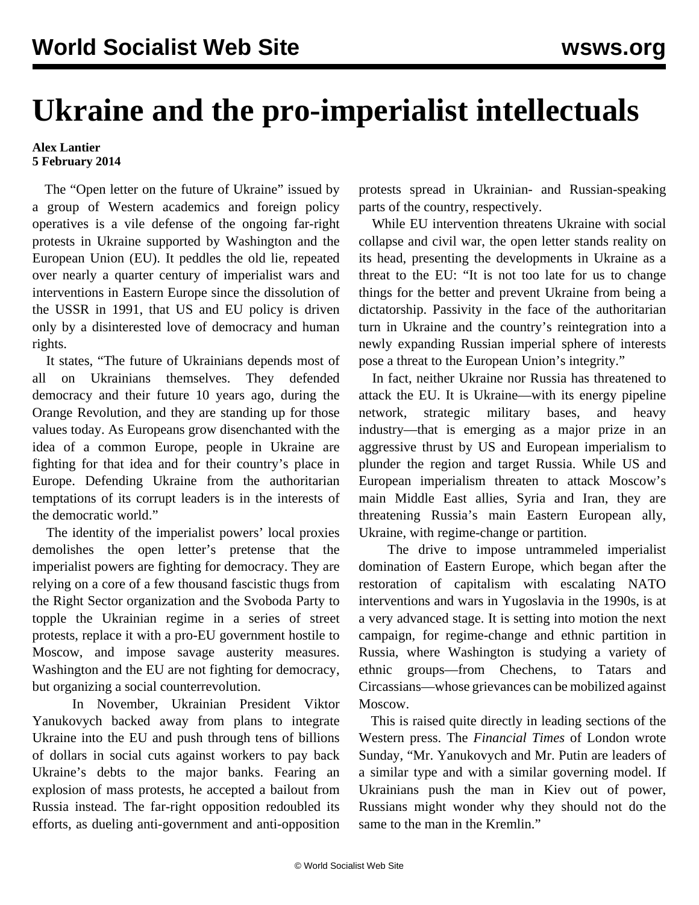# Ukraine and the pro-imperialist intellectuals

**Alex Lantier**
**5 February 2014**

The "Open letter on the future of Ukraine" issued by a group of Western academics and foreign policy operatives is a vile defense of the ongoing far-right protests in Ukraine supported by Washington and the European Union (EU). It peddles the old lie, repeated over nearly a quarter century of imperialist wars and interventions in Eastern Europe since the dissolution of the USSR in 1991, that US and EU policy is driven only by a disinterested love of democracy and human rights.

It states, "The future of Ukrainians depends most of all on Ukrainians themselves. They defended democracy and their future 10 years ago, during the Orange Revolution, and they are standing up for those values today. As Europeans grow disenchanted with the idea of a common Europe, people in Ukraine are fighting for that idea and for their country's place in Europe. Defending Ukraine from the authoritarian temptations of its corrupt leaders is in the interests of the democratic world."

The identity of the imperialist powers' local proxies demolishes the open letter's pretense that the imperialist powers are fighting for democracy. They are relying on a core of a few thousand fascistic thugs from the Right Sector organization and the Svoboda Party to topple the Ukrainian regime in a series of street protests, replace it with a pro-EU government hostile to Moscow, and impose savage austerity measures. Washington and the EU are not fighting for democracy, but organizing a social counterrevolution.

In November, Ukrainian President Viktor Yanukovych backed away from plans to integrate Ukraine into the EU and push through tens of billions of dollars in social cuts against workers to pay back Ukraine's debts to the major banks. Fearing an explosion of mass protests, he accepted a bailout from Russia instead. The far-right opposition redoubled its efforts, as dueling anti-government and anti-opposition protests spread in Ukrainian- and Russian-speaking parts of the country, respectively.

While EU intervention threatens Ukraine with social collapse and civil war, the open letter stands reality on its head, presenting the developments in Ukraine as a threat to the EU: "It is not too late for us to change things for the better and prevent Ukraine from being a dictatorship. Passivity in the face of the authoritarian turn in Ukraine and the country's reintegration into a newly expanding Russian imperial sphere of interests pose a threat to the European Union's integrity."

In fact, neither Ukraine nor Russia has threatened to attack the EU. It is Ukraine—with its energy pipeline network, strategic military bases, and heavy industry—that is emerging as a major prize in an aggressive thrust by US and European imperialism to plunder the region and target Russia. While US and European imperialism threaten to attack Moscow's main Middle East allies, Syria and Iran, they are threatening Russia's main Eastern European ally, Ukraine, with regime-change or partition.

The drive to impose untrammeled imperialist domination of Eastern Europe, which began after the restoration of capitalism with escalating NATO interventions and wars in Yugoslavia in the 1990s, is at a very advanced stage. It is setting into motion the next campaign, for regime-change and ethnic partition in Russia, where Washington is studying a variety of ethnic groups—from Chechens, to Tatars and Circassians—whose grievances can be mobilized against Moscow.

This is raised quite directly in leading sections of the Western press. The *Financial Times* of London wrote Sunday, "Mr. Yanukovych and Mr. Putin are leaders of a similar type and with a similar governing model. If Ukrainians push the man in Kiev out of power, Russians might wonder why they should not do the same to the man in the Kremlin."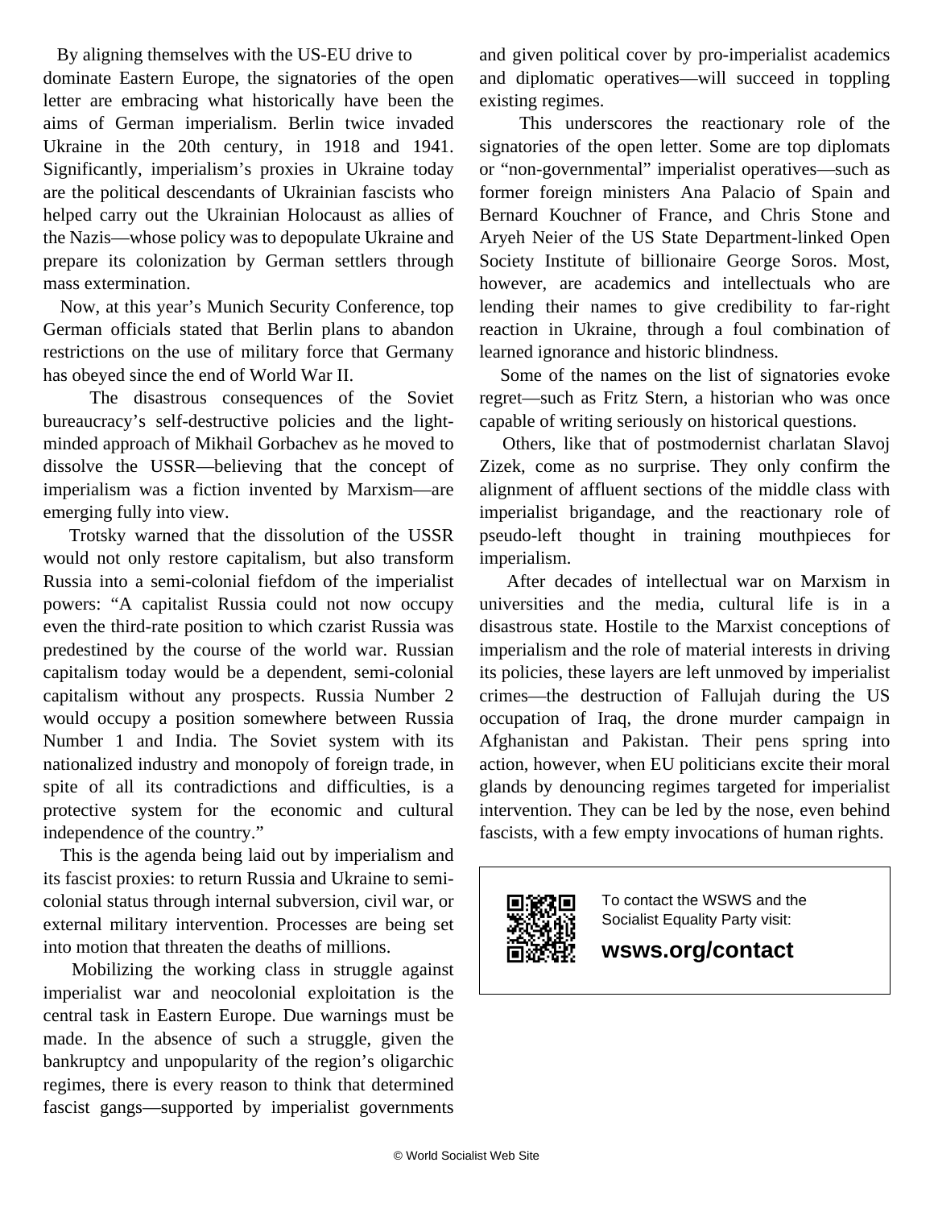By aligning themselves with the US-EU drive to dominate Eastern Europe, the signatories of the open letter are embracing what historically have been the aims of German imperialism. Berlin twice invaded Ukraine in the 20th century, in 1918 and 1941. Significantly, imperialism's proxies in Ukraine today are the political descendants of Ukrainian fascists who helped carry out the Ukrainian Holocaust as allies of the Nazis—whose policy was to depopulate Ukraine and prepare its colonization by German settlers through mass extermination.

Now, at this year's Munich Security Conference, top German officials stated that Berlin plans to abandon restrictions on the use of military force that Germany has obeyed since the end of World War II.

The disastrous consequences of the Soviet bureaucracy's self-destructive policies and the light-minded approach of Mikhail Gorbachev as he moved to dissolve the USSR—believing that the concept of imperialism was a fiction invented by Marxism—are emerging fully into view.

Trotsky warned that the dissolution of the USSR would not only restore capitalism, but also transform Russia into a semi-colonial fiefdom of the imperialist powers: "A capitalist Russia could not now occupy even the third-rate position to which czarist Russia was predestined by the course of the world war. Russian capitalism today would be a dependent, semi-colonial capitalism without any prospects. Russia Number 2 would occupy a position somewhere between Russia Number 1 and India. The Soviet system with its nationalized industry and monopoly of foreign trade, in spite of all its contradictions and difficulties, is a protective system for the economic and cultural independence of the country."

This is the agenda being laid out by imperialism and its fascist proxies: to return Russia and Ukraine to semi-colonial status through internal subversion, civil war, or external military intervention. Processes are being set into motion that threaten the deaths of millions.

Mobilizing the working class in struggle against imperialist war and neocolonial exploitation is the central task in Eastern Europe. Due warnings must be made. In the absence of such a struggle, given the bankruptcy and unpopularity of the region's oligarchic regimes, there is every reason to think that determined fascist gangs—supported by imperialist governments and given political cover by pro-imperialist academics and diplomatic operatives—will succeed in toppling existing regimes.

This underscores the reactionary role of the signatories of the open letter. Some are top diplomats or "non-governmental" imperialist operatives—such as former foreign ministers Ana Palacio of Spain and Bernard Kouchner of France, and Chris Stone and Aryeh Neier of the US State Department-linked Open Society Institute of billionaire George Soros. Most, however, are academics and intellectuals who are lending their names to give credibility to far-right reaction in Ukraine, through a foul combination of learned ignorance and historic blindness.

Some of the names on the list of signatories evoke regret—such as Fritz Stern, a historian who was once capable of writing seriously on historical questions.

Others, like that of postmodernist charlatan Slavoj Zizek, come as no surprise. They only confirm the alignment of affluent sections of the middle class with imperialist brigandage, and the reactionary role of pseudo-left thought in training mouthpieces for imperialism.

After decades of intellectual war on Marxism in universities and the media, cultural life is in a disastrous state. Hostile to the Marxist conceptions of imperialism and the role of material interests in driving its policies, these layers are left unmoved by imperialist crimes—the destruction of Fallujah during the US occupation of Iraq, the drone murder campaign in Afghanistan and Pakistan. Their pens spring into action, however, when EU politicians excite their moral glands by denouncing regimes targeted for imperialist intervention. They can be led by the nose, even behind fascists, with a few empty invocations of human rights.

To contact the WSWS and the Socialist Equality Party visit:

**wsws.org/contact**